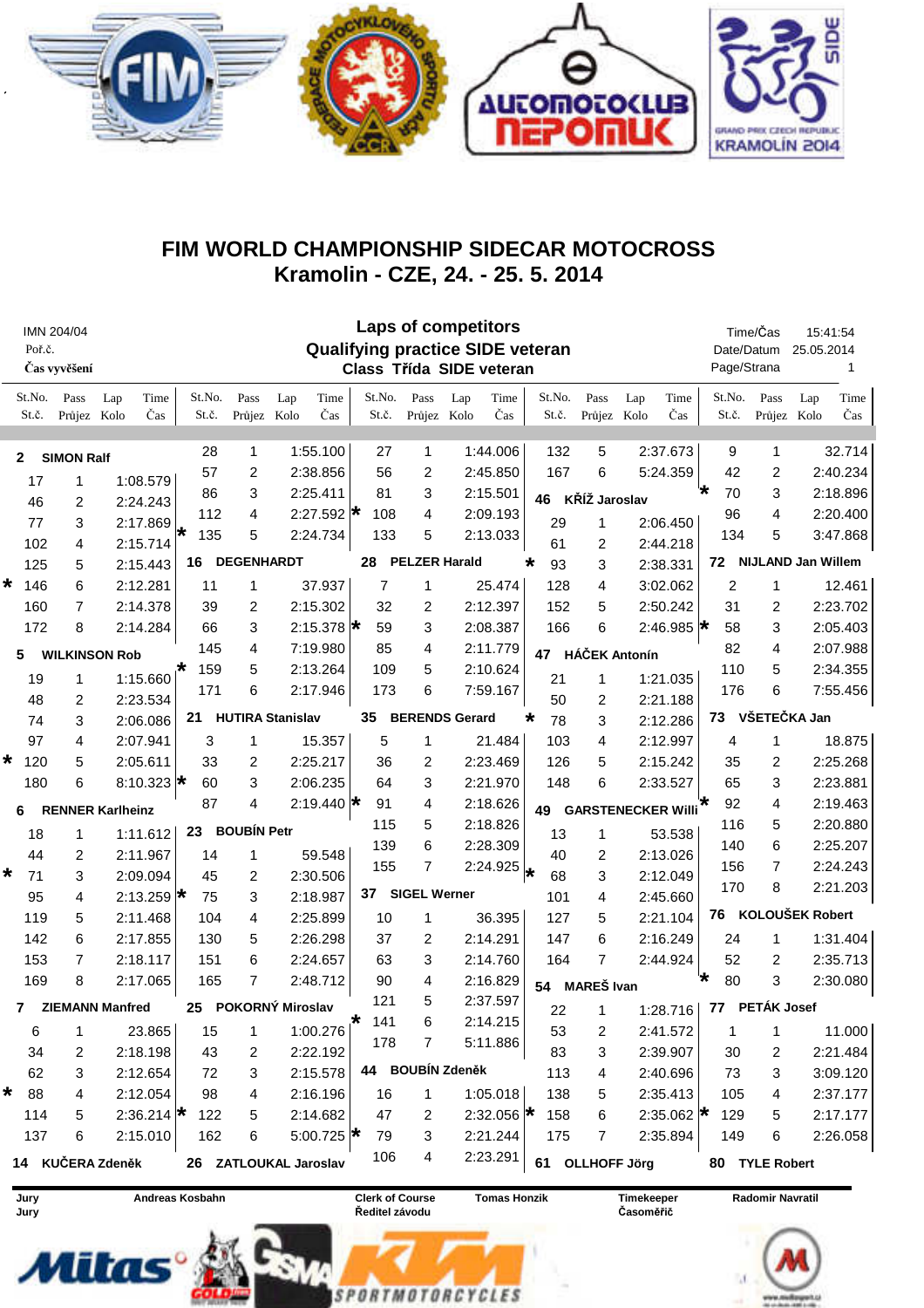# FIM WORLD CHAMPIONSHIP SIDECAR MOTOCROSS
## Kramolin - CZE, 24. - 25. 5. 2014

IMN 204/04
Poř.č.
Čas vyvěšení

**Laps of competitors**
**Qualifying practice SIDE veteran**
**Class Třída SIDE veteran**

Time/Čas 15:41:54
Date/Datum 25.05.2014
Page/Strana 1

### 2 SIMON Ralf

| Pass Průjez | Lap Kolo | Time Čas |
|---|---|---|
| 17 | 1 | 1:08.579 |
| 46 | 2 | 2:24.243 |
| 77 | 3 | 2:17.869 |
| 102 | 4 | 2:15.714 |
| 125 | 5 | 2:15.443 |
| 146 | 6 | * 2:12.281 |
| 160 | 7 | 2:14.378 |
| 172 | 8 | 2:14.284 |

### 5 WILKINSON Rob

| Pass Průjez | Lap Kolo | Time Čas |
|---|---|---|
| 19 | 1 | 1:15.660 |
| 48 | 2 | 2:23.534 |
| 74 | 3 | 2:06.086 |
| 97 | 4 | 2:07.941 |
| 120 | 5 | * 2:05.611 |
| 180 | 6 | 8:10.323 |

### 6 RENNER Karlheinz

| Pass Průjez | Lap Kolo | Time Čas |
|---|---|---|
| 18 | 1 | 1:11.612 |
| 44 | 2 | 2:11.967 |
| 71 | 3 | * 2:09.094 |
| 95 | 4 | 2:13.259 |
| 119 | 5 | 2:11.468 |
| 142 | 6 | 2:17.855 |
| 153 | 7 | 2:18.117 |
| 169 | 8 | 2:17.065 |

### 7 ZIEMANN Manfred

| Pass Průjez | Lap Kolo | Time Čas |
|---|---|---|
| 6 | 1 | 23.865 |
| 34 | 2 | 2:18.198 |
| 62 | 3 | 2:12.654 |
| 88 | 4 | * 2:12.054 |
| 114 | 5 | 2:36.214 |
| 137 | 6 | 2:15.010 |

### 14 KUČERA Zdeněk

| Pass Průjez | Lap Kolo | Time Čas |
|---|---|---|
| 28 | 1 | 1:55.100 |
| 57 | 2 | 2:38.856 |
| 86 | 3 | 2:25.411 |
| 112 | 4 | 2:27.592 |
| 135 | 5 | * 2:24.734 |

### 16 DEGENHARDT

| Pass Průjez | Lap Kolo | Time Čas |
|---|---|---|
| 11 | 1 | 37.937 |
| 39 | 2 | 2:15.302 |
| 66 | 3 | 2:15.378 |
| 145 | 4 | 7:19.980 |
| 159 | 5 | * 2:13.264 |
| 171 | 6 | 2:17.946 |

### 21 HUTIRA Stanislav

| Pass Průjez | Lap Kolo | Time Čas |
|---|---|---|
| 3 | 1 | 15.357 |
| 33 | 2 | 2:25.217 |
| 60 | 3 | * 2:06.235 |
| 87 | 4 | 2:19.440 |

### 23 BOUBÍN Petr

| Pass Průjez | Lap Kolo | Time Čas |
|---|---|---|
| 14 | 1 | 59.548 |
| 45 | 2 | 2:30.506 |
| 75 | 3 | * 2:18.987 |
| 104 | 4 | 2:25.899 |
| 130 | 5 | 2:26.298 |
| 151 | 6 | 2:24.657 |
| 165 | 7 | 2:48.712 |

### 25 POKORNÝ Miroslav

| Pass Průjez | Lap Kolo | Time Čas |
|---|---|---|
| 15 | 1 | 1:00.276 |
| 43 | 2 | 2:22.192 |
| 72 | 3 | 2:15.578 |
| 98 | 4 | 2:16.196 |
| 122 | 5 | * 2:14.682 |
| 162 | 6 | 5:00.725 |

### 26 ZATLOUKAL Jaroslav

| Pass Průjez | Lap Kolo | Time Čas |
|---|---|---|
| 27 | 1 | 1:44.006 |
| 56 | 2 | 2:45.850 |
| 81 | 3 | 2:15.501 |
| 108 | 4 | * 2:09.193 |
| 133 | 5 | 2:13.033 |

### 28 PELZER Harald

| Pass Průjez | Lap Kolo | Time Čas |
|---|---|---|
| 7 | 1 | 25.474 |
| 32 | 2 | 2:12.397 |
| 59 | 3 | * 2:08.387 |
| 85 | 4 | 2:11.779 |
| 109 | 5 | 2:10.624 |
| 173 | 6 | 7:59.167 |

### 35 BERENDS Gerard

| Pass Průjez | Lap Kolo | Time Čas |
|---|---|---|
| 5 | 1 | 21.484 |
| 36 | 2 | 2:23.469 |
| 64 | 3 | 2:21.970 |
| 91 | 4 | * 2:18.626 |
| 115 | 5 | 2:18.826 |
| 139 | 6 | 2:28.309 |
| 155 | 7 | 2:24.925 |

### 37 SIGEL Werner

| Pass Průjez | Lap Kolo | Time Čas |
|---|---|---|
| 10 | 1 | 36.395 |
| 37 | 2 | 2:14.291 |
| 63 | 3 | 2:14.760 |
| 90 | 4 | 2:16.829 |
| 121 | 5 | 2:37.597 |
| 141 | 6 | * 2:14.215 |
| 178 | 7 | 5:11.886 |

### 44 BOUBÍN Zdeněk

| Pass Průjez | Lap Kolo | Time Čas |
|---|---|---|
| 16 | 1 | 1:05.018 |
| 47 | 2 | 2:32.056 |
| 79 | 3 | * 2:21.244 |
| 106 | 4 | 2:23.291 |
| 132 | 5 | 2:37.673 |
| 167 | 6 | 5:24.359 |

### 46 KŘÍŽ Jaroslav

| Pass Průjez | Lap Kolo | Time Čas |
|---|---|---|
| 29 | 1 | 2:06.450 |
| 61 | 2 | 2:44.218 |
| 93 | 3 | * 2:38.331 |
| 128 | 4 | 3:02.062 |
| 152 | 5 | 2:50.242 |
| 166 | 6 | 2:46.985 |

### 47 HÁČEK Antonín

| Pass Průjez | Lap Kolo | Time Čas |
|---|---|---|
| 21 | 1 | 1:21.035 |
| 50 | 2 | 2:21.188 |
| 78 | 3 | * 2:12.286 |
| 103 | 4 | 2:12.997 |
| 126 | 5 | 2:15.242 |
| 148 | 6 | 2:33.527 |

### 49 GARSTENECKER Willi

| Pass Průjez | Lap Kolo | Time Čas |
|---|---|---|
| 13 | 1 | 53.538 |
| 40 | 2 | 2:13.026 |
| 68 | 3 | * 2:12.049 |
| 101 | 4 | 2:45.660 |
| 127 | 5 | 2:21.104 |
| 147 | 6 | 2:16.249 |
| 164 | 7 | 2:44.924 |

### 54 MAREŠ Ivan

| Pass Průjez | Lap Kolo | Time Čas |
|---|---|---|
| 22 | 1 | 1:28.716 |
| 53 | 2 | 2:41.572 |
| 83 | 3 | 2:39.907 |
| 113 | 4 | 2:40.696 |
| 138 | 5 | 2:35.413 |
| 158 | 6 | * 2:35.062 |
| 175 | 7 | 2:35.894 |

### 61 OLLHOFF Jörg

| Pass Průjez | Lap Kolo | Time Čas |
|---|---|---|
| 9 | 1 | 32.714 |
| 42 | 2 | 2:40.234 |
| 70 | 3 | * 2:18.896 |
| 96 | 4 | 2:20.400 |
| 134 | 5 | 3:47.868 |

### 72 NIJLAND Jan Willem

| Pass Průjez | Lap Kolo | Time Čas |
|---|---|---|
| 2 | 1 | 12.461 |
| 31 | 2 | 2:23.702 |
| 58 | 3 | * 2:05.403 |
| 82 | 4 | 2:07.988 |
| 110 | 5 | 2:34.355 |
| 176 | 6 | 7:55.456 |

### 73 VŠETEČKA Jan

| Pass Průjez | Lap Kolo | Time Čas |
|---|---|---|
| 4 | 1 | 18.875 |
| 35 | 2 | 2:25.268 |
| 65 | 3 | 2:23.881 |
| 92 | 4 | * 2:19.463 |
| 116 | 5 | 2:20.880 |
| 140 | 6 | 2:25.207 |
| 156 | 7 | 2:24.243 |
| 170 | 8 | 2:21.203 |

### 76 KOLOUŠEK Robert

| Pass Průjez | Lap Kolo | Time Čas |
|---|---|---|
| 24 | 1 | 1:31.404 |
| 52 | 2 | 2:35.713 |
| 80 | 3 | * 2:30.080 |

### 77 PETÁK Josef

| Pass Průjez | Lap Kolo | Time Čas |
|---|---|---|
| 1 | 1 | 11.000 |
| 30 | 2 | 2:21.484 |
| 73 | 3 | 3:09.120 |
| 105 | 4 | 2:37.177 |
| 129 | 5 | * 2:17.177 |
| 149 | 6 | 2:26.058 |

### 80 TYLE Robert

Jury / Jury: Andreas Kosbahn
Clerk of Course / Ředitel závodu: Tomas Honzik
Timekeeper / Časoměřič: Radomir Navratil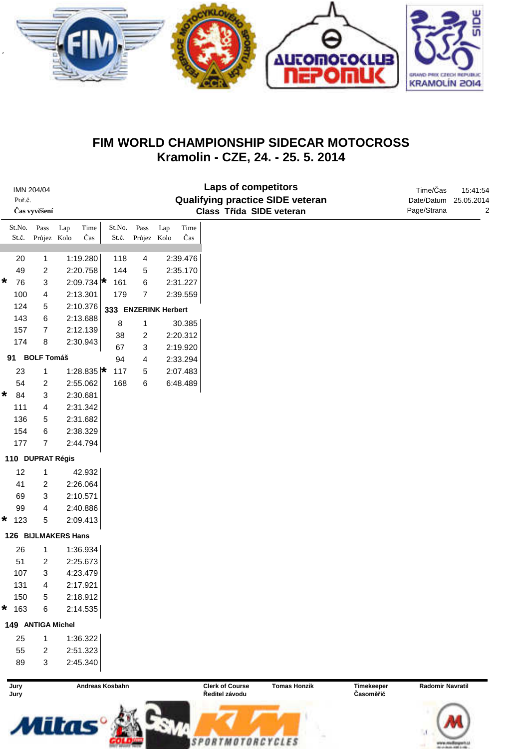# FIM WORLD CHAMPIONSHIP SIDECAR MOTOCROSS
## Kramolin - CZE, 24. - 25. 5. 2014

IMN 204/04
Poř.č.
Čas vyvěšení

**Laps of competitors**
**Qualifying practice SIDE veteran**
**Class Třída SIDE veteran**

Time/Čas 15:41:54
Date/Datum 25.05.2014
Page/Strana 2

| | St.No. St.č. | Pass Průjez | Lap Kolo | Time Čas |
|---|---|---|---|---|
| | 20 | 1 | | 1:19.280 |
| | 49 | 2 | | 2:20.758 |
| * | 76 | 3 | | 2:09.734 |
| | 100 | 4 | | 2:13.301 |
| | 124 | 5 | | 2:10.376 |
| | 143 | 6 | | 2:13.688 |
| | 157 | 7 | | 2:12.139 |
| | 174 | 8 | | 2:30.943 |

**91 BOLF Tomáš**

| | St.No. St.č. | Pass Průjez | Lap Kolo | Time Čas |
|---|---|---|---|---|
| | 23 | 1 | | 1:28.835 |
| | 54 | 2 | | 2:55.062 |
| * | 84 | 3 | | 2:30.681 |
| | 111 | 4 | | 2:31.342 |
| | 136 | 5 | | 2:31.682 |
| | 154 | 6 | | 2:38.329 |
| | 177 | 7 | | 2:44.794 |

**110 DUPRAT Régis**

| | St.No. St.č. | Pass Průjez | Lap Kolo | Time Čas |
|---|---|---|---|---|
| | 12 | 1 | | 42.932 |
| | 41 | 2 | | 2:26.064 |
| | 69 | 3 | | 2:10.571 |
| | 99 | 4 | | 2:40.886 |
| * | 123 | 5 | | 2:09.413 |

**126 BIJLMAKERS Hans**

| | St.No. St.č. | Pass Průjez | Lap Kolo | Time Čas |
|---|---|---|---|---|
| | 26 | 1 | | 1:36.934 |
| | 51 | 2 | | 2:25.673 |
| | 107 | 3 | | 4:23.479 |
| | 131 | 4 | | 2:17.921 |
| | 150 | 5 | | 2:18.912 |
| * | 163 | 6 | | 2:14.535 |

**149 ANTIGA Michel**

| | St.No. St.č. | Pass Průjez | Lap Kolo | Time Čas |
|---|---|---|---|---|
| | 25 | 1 | | 1:36.322 |
| | 55 | 2 | | 2:51.323 |
| | 89 | 3 | | 2:45.340 |
| | 118 | 4 | | 2:39.476 |
| | 144 | 5 | | 2:35.170 |
| * | 161 | 6 | | 2:31.227 |
| | 179 | 7 | | 2:39.559 |

**333 ENZERINK Herbert**

| | St.No. St.č. | Pass Průjez | Lap Kolo | Time Čas |
|---|---|---|---|---|
| | 8 | 1 | | 30.385 |
| | 38 | 2 | | 2:20.312 |
| | 67 | 3 | | 2:19.920 |
| | 94 | 4 | | 2:33.294 |
| * | 117 | 5 | | 2:07.483 |
| | 168 | 6 | | 6:48.489 |

Jury / Jury: Andreas Kosbahn — Clerk of Course / Ředitel závodu: Tomas Honzik — Timekeeper / Časoměřič: Radomir Navratil